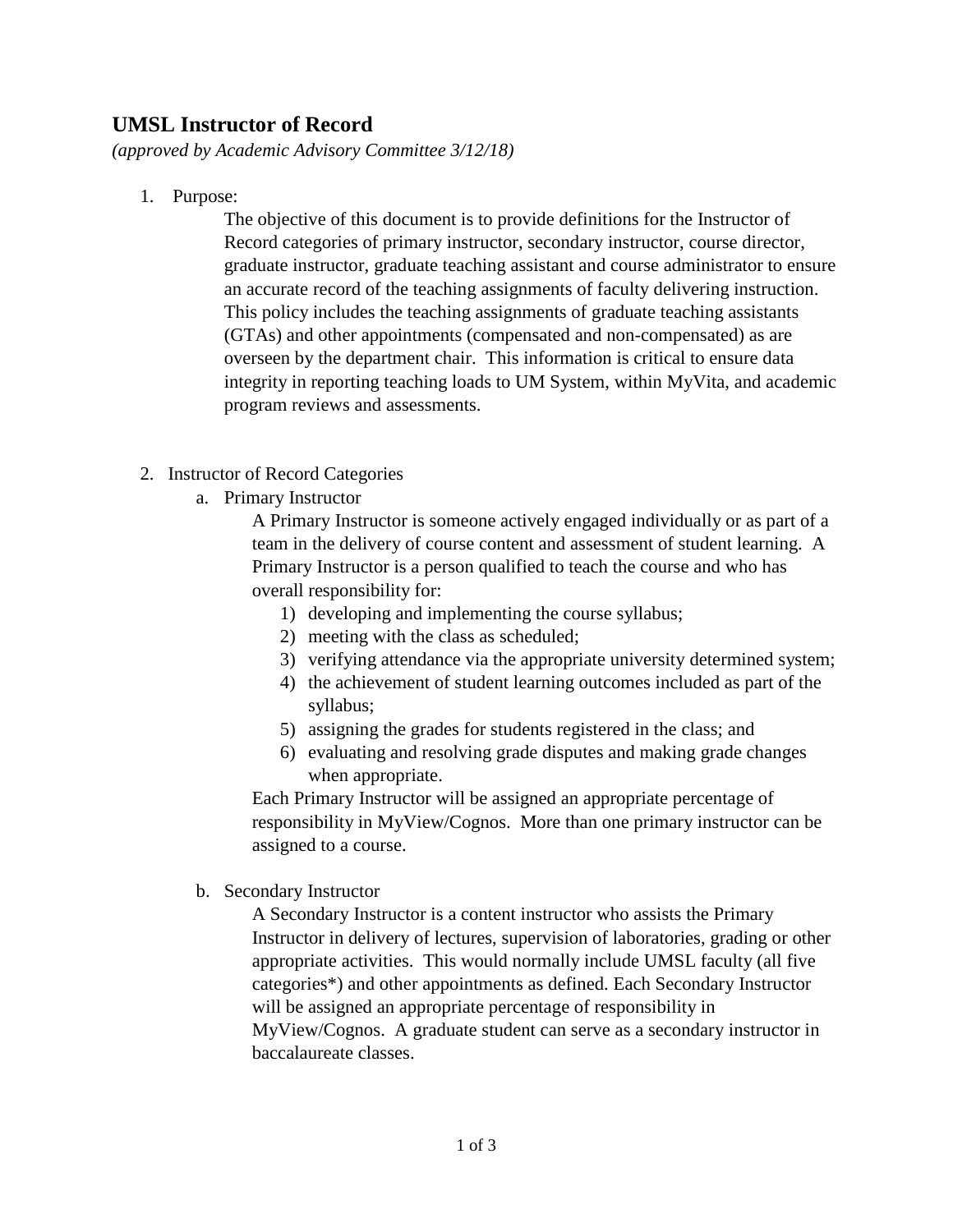# UMSL Instructor of Record

*(approved by Academic Advisory Committee 3/12/18)*

1. Purpose:

   The objective of this document is to provide definitions for the Instructor of Record categories of primary instructor, secondary instructor, course director, graduate instructor, graduate teaching assistant and course administrator to ensure an accurate record of the teaching assignments of faculty delivering instruction. This policy includes the teaching assignments of graduate teaching assistants (GTAs) and other appointments (compensated and non-compensated) as are overseen by the department chair. This information is critical to ensure data integrity in reporting teaching loads to UM System, within MyVita, and academic program reviews and assessments.

2. Instructor of Record Categories

   a. Primary Instructor

      A Primary Instructor is someone actively engaged individually or as part of a team in the delivery of course content and assessment of student learning. A Primary Instructor is a person qualified to teach the course and who has overall responsibility for:

      1) developing and implementing the course syllabus;
      2) meeting with the class as scheduled;
      3) verifying attendance via the appropriate university determined system;
      4) the achievement of student learning outcomes included as part of the syllabus;
      5) assigning the grades for students registered in the class; and
      6) evaluating and resolving grade disputes and making grade changes when appropriate.

      Each Primary Instructor will be assigned an appropriate percentage of responsibility in MyView/Cognos. More than one primary instructor can be assigned to a course.

   b. Secondary Instructor

      A Secondary Instructor is a content instructor who assists the Primary Instructor in delivery of lectures, supervision of laboratories, grading or other appropriate activities. This would normally include UMSL faculty (all five categories*) and other appointments as defined. Each Secondary Instructor will be assigned an appropriate percentage of responsibility in MyView/Cognos. A graduate student can serve as a secondary instructor in baccalaureate classes.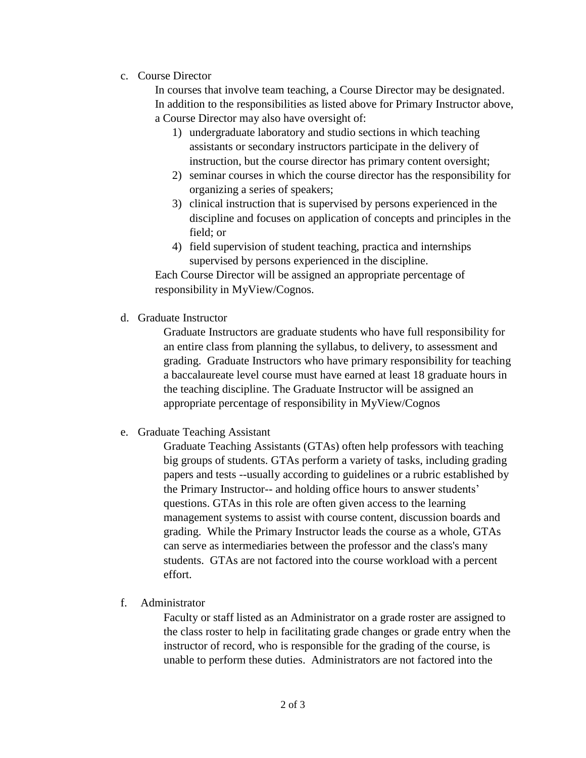c. Course Director

In courses that involve team teaching, a Course Director may be designated. In addition to the responsibilities as listed above for Primary Instructor above, a Course Director may also have oversight of:

1) undergraduate laboratory and studio sections in which teaching assistants or secondary instructors participate in the delivery of instruction, but the course director has primary content oversight;
2) seminar courses in which the course director has the responsibility for organizing a series of speakers;
3) clinical instruction that is supervised by persons experienced in the discipline and focuses on application of concepts and principles in the field; or
4) field supervision of student teaching, practica and internships supervised by persons experienced in the discipline.

Each Course Director will be assigned an appropriate percentage of responsibility in MyView/Cognos.

d. Graduate Instructor

Graduate Instructors are graduate students who have full responsibility for an entire class from planning the syllabus, to delivery, to assessment and grading. Graduate Instructors who have primary responsibility for teaching a baccalaureate level course must have earned at least 18 graduate hours in the teaching discipline. The Graduate Instructor will be assigned an appropriate percentage of responsibility in MyView/Cognos

e. Graduate Teaching Assistant

Graduate Teaching Assistants (GTAs) often help professors with teaching big groups of students. GTAs perform a variety of tasks, including grading papers and tests --usually according to guidelines or a rubric established by the Primary Instructor-- and holding office hours to answer students' questions. GTAs in this role are often given access to the learning management systems to assist with course content, discussion boards and grading. While the Primary Instructor leads the course as a whole, GTAs can serve as intermediaries between the professor and the class's many students. GTAs are not factored into the course workload with a percent effort.

f. Administrator

Faculty or staff listed as an Administrator on a grade roster are assigned to the class roster to help in facilitating grade changes or grade entry when the instructor of record, who is responsible for the grading of the course, is unable to perform these duties. Administrators are not factored into the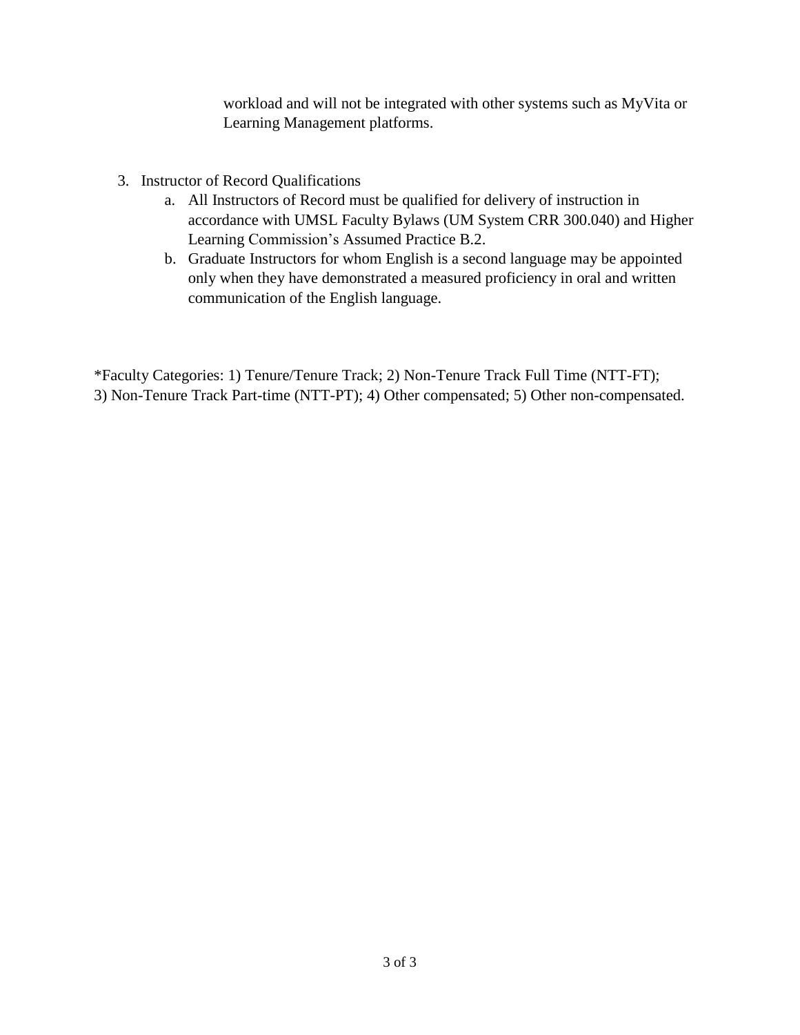workload and will not be integrated with other systems such as MyVita or Learning Management platforms.

3. Instructor of Record Qualifications
    a. All Instructors of Record must be qualified for delivery of instruction in accordance with UMSL Faculty Bylaws (UM System CRR 300.040) and Higher Learning Commission's Assumed Practice B.2.
    b. Graduate Instructors for whom English is a second language may be appointed only when they have demonstrated a measured proficiency in oral and written communication of the English language.

*Faculty Categories: 1) Tenure/Tenure Track; 2) Non-Tenure Track Full Time (NTT-FT); 3) Non-Tenure Track Part-time (NTT-PT); 4) Other compensated; 5) Other non-compensated.